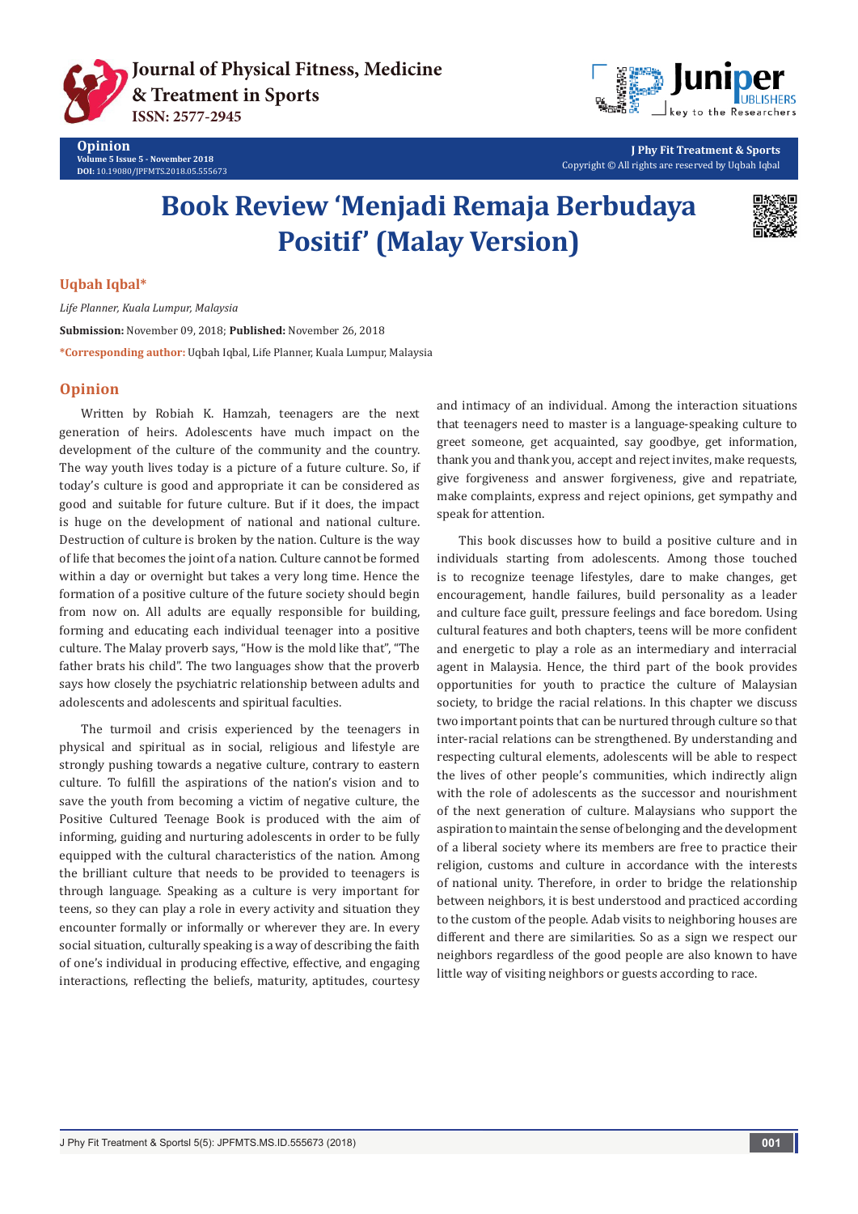# Book Review 'Menjadi Remaja Berbudaya Positif' (Malay Version)

**Uqbah Iqbal***

*Life Planner, Kuala Lumpur, Malaysia*

**Submission:** November 09, 2018; **Published:** November 26, 2018

***Corresponding author:** Uqbah Iqbal, Life Planner, Kuala Lumpur, Malaysia

## Opinion

Written by Robiah K. Hamzah, teenagers are the next generation of heirs. Adolescents have much impact on the development of the culture of the community and the country. The way youth lives today is a picture of a future culture. So, if today's culture is good and appropriate it can be considered as good and suitable for future culture. But if it does, the impact is huge on the development of national and national culture. Destruction of culture is broken by the nation. Culture is the way of life that becomes the joint of a nation. Culture cannot be formed within a day or overnight but takes a very long time. Hence the formation of a positive culture of the future society should begin from now on. All adults are equally responsible for building, forming and educating each individual teenager into a positive culture. The Malay proverb says, "How is the mold like that", "The father brats his child". The two languages show that the proverb says how closely the psychiatric relationship between adults and adolescents and adolescents and spiritual faculties.

The turmoil and crisis experienced by the teenagers in physical and spiritual as in social, religious and lifestyle are strongly pushing towards a negative culture, contrary to eastern culture. To fulfill the aspirations of the nation's vision and to save the youth from becoming a victim of negative culture, the Positive Cultured Teenage Book is produced with the aim of informing, guiding and nurturing adolescents in order to be fully equipped with the cultural characteristics of the nation. Among the brilliant culture that needs to be provided to teenagers is through language. Speaking as a culture is very important for teens, so they can play a role in every activity and situation they encounter formally or informally or wherever they are. In every social situation, culturally speaking is a way of describing the faith of one's individual in producing effective, effective, and engaging interactions, reflecting the beliefs, maturity, aptitudes, courtesy and intimacy of an individual. Among the interaction situations that teenagers need to master is a language-speaking culture to greet someone, get acquainted, say goodbye, get information, thank you and thank you, accept and reject invites, make requests, give forgiveness and answer forgiveness, give and repatriate, make complaints, express and reject opinions, get sympathy and speak for attention.

This book discusses how to build a positive culture and in individuals starting from adolescents. Among those touched is to recognize teenage lifestyles, dare to make changes, get encouragement, handle failures, build personality as a leader and culture face guilt, pressure feelings and face boredom. Using cultural features and both chapters, teens will be more confident and energetic to play a role as an intermediary and interracial agent in Malaysia. Hence, the third part of the book provides opportunities for youth to practice the culture of Malaysian society, to bridge the racial relations. In this chapter we discuss two important points that can be nurtured through culture so that inter-racial relations can be strengthened. By understanding and respecting cultural elements, adolescents will be able to respect the lives of other people's communities, which indirectly align with the role of adolescents as the successor and nourishment of the next generation of culture. Malaysians who support the aspiration to maintain the sense of belonging and the development of a liberal society where its members are free to practice their religion, customs and culture in accordance with the interests of national unity. Therefore, in order to bridge the relationship between neighbors, it is best understood and practiced according to the custom of the people. Adab visits to neighboring houses are different and there are similarities. So as a sign we respect our neighbors regardless of the good people are also known to have little way of visiting neighbors or guests according to race.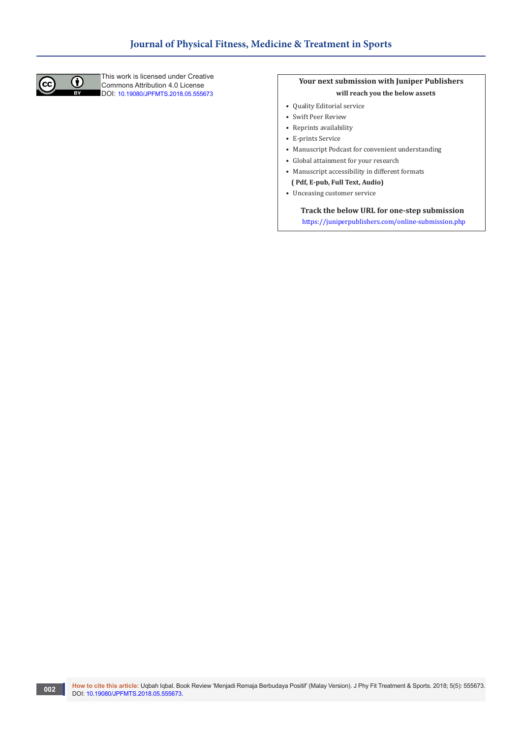This work is licensed under Creative Commons Attribution 4.0 License
DOI: 10.19080/JPFMTS.2018.05.555673

**Your next submission with Juniper Publishers will reach you the below assets**

- Quality Editorial service
- Swift Peer Review
- Reprints availability
- E-prints Service
- Manuscript Podcast for convenient understanding
- Global attainment for your research
- Manuscript accessibility in different formats

**( Pdf, E-pub, Full Text, Audio)**

- Unceasing customer service

**Track the below URL for one-step submission**

https://juniperpublishers.com/online-submission.php

**How to cite this article:** Uqbah Iqbal. Book Review 'Menjadi Remaja Berbudaya Positif' (Malay Version). J Phy Fit Treatment & Sports. 2018; 5(5): 555673. DOI: 10.19080/JPFMTS.2018.05.555673.